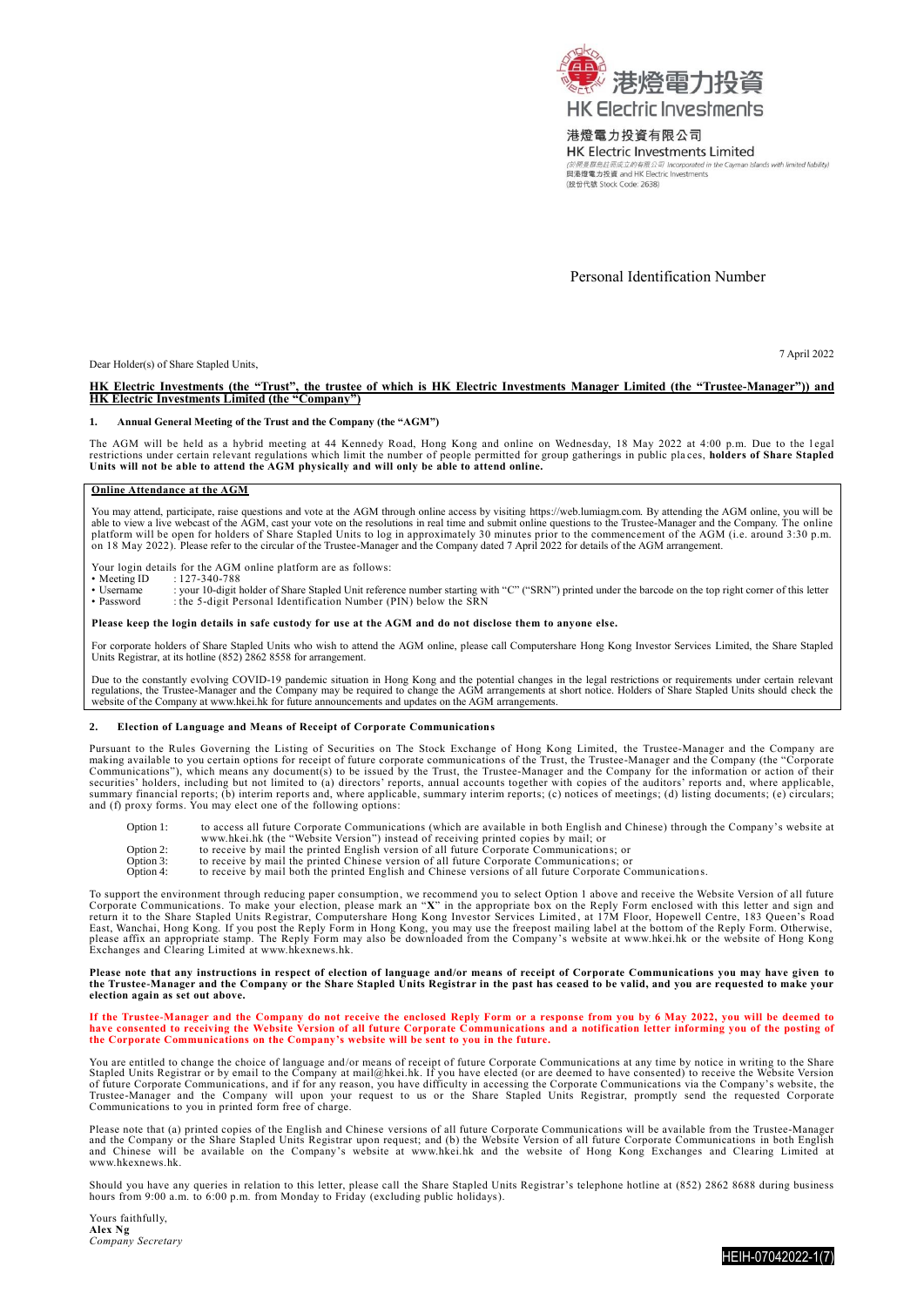港燈電力投資
HK Electric Investments

港燈電力投資有限公司
HK Electric Investments Limited
(於開曼群島註冊成立的有限公司 Incorporated in the Cayman Islands with limited liability)
與港燈電力投資 and HK Electric Investments
(股份代號 Stock Code: 2638)

Personal Identification Number

7 April 2022

Dear Holder(s) of Share Stapled Units,

**HK Electric Investments (the "Trust", the trustee of which is HK Electric Investments Manager Limited (the "Trustee-Manager")) and HK Electric Investments Limited (the "Company")**

**1. Annual General Meeting of the Trust and the Company (the "AGM")**

The AGM will be held as a hybrid meeting at 44 Kennedy Road, Hong Kong and online on Wednesday, 18 May 2022 at 4:00 p.m. Due to the legal restrictions under certain relevant regulations which limit the number of people permitted for group gatherings in public places, **holders of Share Stapled Units will not be able to attend the AGM physically and will only be able to attend online.**

**Online Attendance at the AGM**

You may attend, participate, raise questions and vote at the AGM through online access by visiting https://web.lumiagm.com. By attending the AGM online, you will be able to view a live webcast of the AGM, cast your vote on the resolutions in real time and submit online questions to the Trustee-Manager and the Company. The online platform will be open for holders of Share Stapled Units to log in approximately 30 minutes prior to the commencement of the AGM (i.e. around 3:30 p.m. on 18 May 2022). Please refer to the circular of the Trustee-Manager and the Company dated 7 April 2022 for details of the AGM arrangement.

Your login details for the AGM online platform are as follows:

- Meeting ID : 127-340-788
- Username : your 10-digit holder of Share Stapled Unit reference number starting with "C" ("SRN") printed under the barcode on the top right corner of this letter
- Password : the 5-digit Personal Identification Number (PIN) below the SRN

**Please keep the login details in safe custody for use at the AGM and do not disclose them to anyone else.**

For corporate holders of Share Stapled Units who wish to attend the AGM online, please call Computershare Hong Kong Investor Services Limited, the Share Stapled Units Registrar, at its hotline (852) 2862 8558 for arrangement.

Due to the constantly evolving COVID-19 pandemic situation in Hong Kong and the potential changes in the legal restrictions or requirements under certain relevant regulations, the Trustee-Manager and the Company may be required to change the AGM arrangements at short notice. Holders of Share Stapled Units should check the website of the Company at www.hkei.hk for future announcements and updates on the AGM arrangements.

**2. Election of Language and Means of Receipt of Corporate Communications**

Pursuant to the Rules Governing the Listing of Securities on The Stock Exchange of Hong Kong Limited, the Trustee-Manager and the Company are making available to you certain options for receipt of future corporate communications of the Trust, the Trustee-Manager and the Company (the "Corporate Communications"), which means any document(s) to be issued by the Trust, the Trustee-Manager and the Company for the information or action of their securities' holders, including but not limited to (a) directors' reports, annual accounts together with copies of the auditors' reports and, where applicable, summary financial reports; (b) interim reports and, where applicable, summary interim reports; (c) notices of meetings; (d) listing documents; (e) circulars; and (f) proxy forms. You may elect one of the following options:

- Option 1: to access all future Corporate Communications (which are available in both English and Chinese) through the Company's website at www.hkei.hk (the "Website Version") instead of receiving printed copies by mail; or
- Option 2: to receive by mail the printed English version of all future Corporate Communications; or
- Option 3: to receive by mail the printed Chinese version of all future Corporate Communications; or
- Option 4: to receive by mail both the printed English and Chinese versions of all future Corporate Communications.

To support the environment through reducing paper consumption, we recommend you to select Option 1 above and receive the Website Version of all future Corporate Communications. To make your election, please mark an "**X**" in the appropriate box on the Reply Form enclosed with this letter and sign and return it to the Share Stapled Units Registrar, Computershare Hong Kong Investor Services Limited, at 17M Floor, Hopewell Centre, 183 Queen's Road East, Wanchai, Hong Kong. If you post the Reply Form in Hong Kong, you may use the freepost mailing label at the bottom of the Reply Form. Otherwise, please affix an appropriate stamp. The Reply Form may also be downloaded from the Company's website at www.hkei.hk or the website of Hong Kong Exchanges and Clearing Limited at www.hkexnews.hk.

**Please note that any instructions in respect of election of language and/or means of receipt of Corporate Communications you may have given to the Trustee-Manager and the Company or the Share Stapled Units Registrar in the past has ceased to be valid, and you are requested to make your election again as set out above.**

**If the Trustee-Manager and the Company do not receive the enclosed Reply Form or a response from you by 6 May 2022, you will be deemed to have consented to receiving the Website Version of all future Corporate Communications and a notification letter informing you of the posting of the Corporate Communications on the Company's website will be sent to you in the future.**

You are entitled to change the choice of language and/or means of receipt of future Corporate Communications at any time by notice in writing to the Share Stapled Units Registrar or by email to the Company at mail@hkei.hk. If you have elected (or are deemed to have consented) to receive the Website Version of future Corporate Communications, and if for any reason, you have difficulty in accessing the Corporate Communications via the Company's website, the Trustee-Manager and the Company will upon your request to us or the Share Stapled Units Registrar, promptly send the requested Corporate Communications to you in printed form free of charge.

Please note that (a) printed copies of the English and Chinese versions of all future Corporate Communications will be available from the Trustee-Manager and the Company or the Share Stapled Units Registrar upon request; and (b) the Website Version of all future Corporate Communications in both English and Chinese will be available on the Company's website at www.hkei.hk and the website of Hong Kong Exchanges and Clearing Limited at www.hkexnews.hk.

Should you have any queries in relation to this letter, please call the Share Stapled Units Registrar's telephone hotline at (852) 2862 8688 during business hours from 9:00 a.m. to 6:00 p.m. from Monday to Friday (excluding public holidays).

Yours faithfully,
**Alex Ng**
*Company Secretary*

HEIH-07042022-1(7)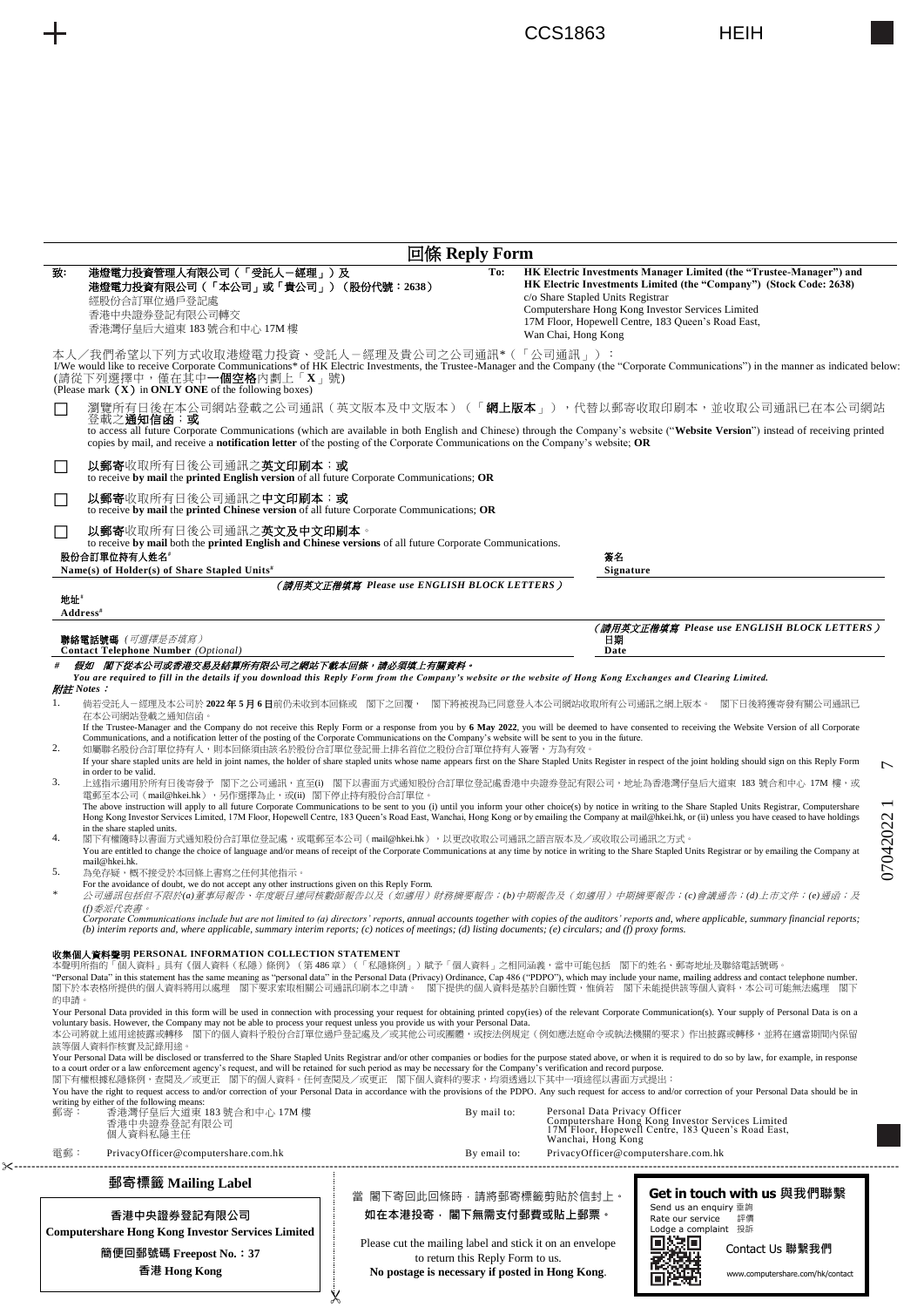# 回條 Reply Form

致：港燈電力投資管理人有限公司（「受託人－經理」）及
港燈電力投資有限公司（「本公司」或「貴公司」）（股份代號：2638）
經股份合訂單位過戶登記處
香港中央證券登記有限公司轉交
香港灣仔皇后大道東183號合和中心17M樓

To: HK Electric Investments Manager Limited (the "Trustee-Manager") and HK Electric Investments Limited (the "Company") (Stock Code: 2638)
c/o Share Stapled Units Registrar
Computershare Hong Kong Investor Services Limited
17M Floor, Hopewell Centre, 183 Queen's Road East, Wan Chai, Hong Kong

本人／我們希望以下列方式收取港燈電力投資、受託人－經理及貴公司之公司通訊*（「公司通訊」）：
I/We would like to receive Corporate Communications* of HK Electric Investments, the Trustee-Manager and the Company (the "Corporate Communications") in the manner as indicated below:
(請從下列選擇中，僅在其中**一個空格**內劃上「**X**」號)
(Please mark (**X**) in **ONLY ONE** of the following boxes)

☐ 瀏覽所有日後在本公司網站登載之公司通訊（英文版本及中文版本）（「**網上版本**」），代替以郵寄收取印刷本，並收取公司通訊已在本公司網站登載之**通知信函**；**或**
to access all future Corporate Communications (which are available in both English and Chinese) through the Company's website ("**Website Version**") instead of receiving printed copies by mail, and receive a **notification letter** of the posting of the Corporate Communications on the Company's website; **OR**

☐ **以郵寄**收取所有日後公司通訊之**英文印刷本**；**或**
to receive **by mail** the **printed English version** of all future Corporate Communications; **OR**

☐ **以郵寄**收取所有日後公司通訊之**中文印刷本**；**或**
to receive **by mail** the **printed Chinese version** of all future Corporate Communications; **OR**

☐ **以郵寄**收取所有日後公司通訊之**英文及中文印刷本**。
to receive **by mail** both the **printed English and Chinese versions** of all future Corporate Communications.

**股份合訂單位持有人姓名# Name(s) of Holder(s) of Share Stapled Units#**

（請用英文正楷填寫 Please use ENGLISH BLOCK LETTERS）

**簽名 Signature**

**地址# Address#**

（請用英文正楷填寫 Please use ENGLISH BLOCK LETTERS）

**聯絡電話號碼**（可選擇是否填寫）
**Contact Telephone Number** (Optional)

**日期 Date**

\# *假如　閣下從本公司或香港交易及結算所有限公司之網站下載本回條，請必須填上有關資料。*
*You are required to fill in the details if you download this Reply Form from the Company's website or the website of Hong Kong Exchanges and Clearing Limited.*

***附註 Notes：***

1. 倘若受託人－經理及本公司於**2022年5月6日**前仍未收到本回條或　閣下之回覆，　閣下將被視為已同意登入本公司網站收取所有公司通訊之網上版本。　閣下日後將獲寄發有關公司通訊已在本公司網站登載之通知信函。
If the Trustee-Manager and the Company do not receive this Reply Form or a response from you by **6 May 2022**, you will be deemed to have consented to receiving the Website Version of all Corporate Communications, and a notification letter of the posting of the Corporate Communications on the Company's website will be sent to you in the future.
2. 如屬聯名股份合訂單位持有人，則本回條須由該名於股份合訂單位登記冊上排名首位之股份合訂單位持有人簽署，方為有效。
If your share stapled units are held in joint names, the holder of share stapled units whose name appears first on the Share Stapled Units Register in respect of the joint holding should sign on this Reply Form in order to be valid.
3. 上述指示適用於所有日後寄發予　閣下之公司通訊，直至(i)　閣下以書面方式通知股份合訂單位登記處香港中央證券登記有限公司，地址為香港灣仔皇后大道東183號合和中心17M樓，或電郵至本公司（mail@hkei.hk），另作選擇為止，或(ii)　閣下停止持有股份合訂單位。
The above instruction will apply to all future Corporate Communications to be sent to you (i) until you inform your other choice(s) by notice in writing to the Share Stapled Units Registrar, Computershare Hong Kong Investor Services Limited, 17M Floor, Hopewell Centre, 183 Queen's Road East, Wanchai, Hong Kong or by emailing the Company at mail@hkei.hk, or (ii) unless you have ceased to have holdings in the share stapled units.
4. 閣下有權隨時以書面方式通知股份合訂單位登記處，或電郵至本公司（mail@hkei.hk），以更改收取公司通訊之語言版本及／或收取公司通訊之方式。
You are entitled to change the choice of language and/or means of receipt of the Corporate Communications at any time by notice in writing to the Share Stapled Units Registrar or by emailing the Company at mail@hkei.hk.
5. 為免存疑，概不接受於本回條上書寫之任何其他指示。
For the avoidance of doubt, we do not accept any other instructions given on this Reply Form.

\* *公司通訊包括但不限於(a)董事局報告、年度賬目連同核數師報告以及（如適用）財務摘要報告；(b)中期報告及（如適用）中期摘要報告；(c)會議通告；(d)上市文件；(e)通函；及(f)委派代表書。*
*Corporate Communications include but are not limited to (a) directors' reports, annual accounts together with copies of the auditors' reports and, where applicable, summary financial reports; (b) interim reports and, where applicable, summary interim reports; (c) notices of meetings; (d) listing documents; (e) circulars; and (f) proxy forms.*

**收集個人資料聲明 PERSONAL INFORMATION COLLECTION STATEMENT**

本聲明所指的「個人資料」具有《個人資料（私隱）條例》（第486章）（「私隱條例」）賦予「個人資料」之相同涵義，當中可能包括　閣下的姓名、郵寄地址及聯絡電話號碼。
"Personal Data" in this statement has the same meaning as "personal data" in the Personal Data (Privacy) Ordinance, Cap 486 ("PDPO"), which may include your name, mailing address and contact telephone number.

閣下於本表格所提供的個人資料將用以處理　閣下要求索取相關公司通訊印刷本之申請。　閣下提供的個人資料是基於自願性質，惟倘若　閣下未能提供該等個人資料，本公司可能無法處理　閣下的申請。
Your Personal Data provided in this form will be used in connection with processing your request for obtaining printed copy(ies) of the relevant Corporate Communication(s). Your supply of Personal Data is on a voluntary basis. However, the Company may not be able to process your request unless you provide us with your Personal Data.

本公司將就上述用途披露或轉移　閣下的個人資料予股份合訂單位過戶登記處及／或其他公司或團體，或按法例規定（例如應法庭命令或執法機關的要求）作出披露或轉移，並將在適當期間內保留該等個人資料作核實及記錄用途。
Your Personal Data will be disclosed or transferred to the Share Stapled Units Registrar and/or other companies or bodies for the purpose stated above, or when it is required to do so by law, for example, in response to a court order or a law enforcement agency's request, and will be retained for such period as may be necessary for the Company's verification and record purpose.

閣下有權根據私隱條例，查閱及／或更正　閣下的個人資料。任何查閱及／或更正　閣下個人資料的要求，均須透過以下其中一項途徑以書面方式提出：
You have the right to request access to and/or correction of your Personal Data in accordance with the provisions of the PDPO. Any such request for access to and/or correction of your Personal Data should be in writing by either of the following means:

郵寄：香港灣仔皇后大道東183號合和中心17M樓
香港中央證券登記有限公司
個人資料私隱主任

By mail to: Personal Data Privacy Officer
Computershare Hong Kong Investor Services Limited
17M Floor, Hopewell Centre, 183 Queen's Road East, Wanchai, Hong Kong

電郵：PrivacyOfficer@computershare.com.hk

By email to: PrivacyOfficer@computershare.com.hk

**郵寄標籤 Mailing Label**

**香港中央證券登記有限公司**
**Computershare Hong Kong Investor Services Limited**
**簡便回郵號碼 Freepost No.：37**
**香港 Hong Kong**

當　閣下寄回此回條時，請將郵寄標籤剪貼於信封上。
**如在本港投寄，　閣下無需支付郵費或貼上郵票。**

Please cut the mailing label and stick it on an envelope to return this Reply Form to us.
**No postage is necessary if posted in Hong Kong.**

**Get in touch with us 與我們聯繫**
Send us an enquiry 查詢
Rate our service 評價
Lodge a complaint 投訴
Contact Us 聯繫我們
www.computershare.com/hk/contact